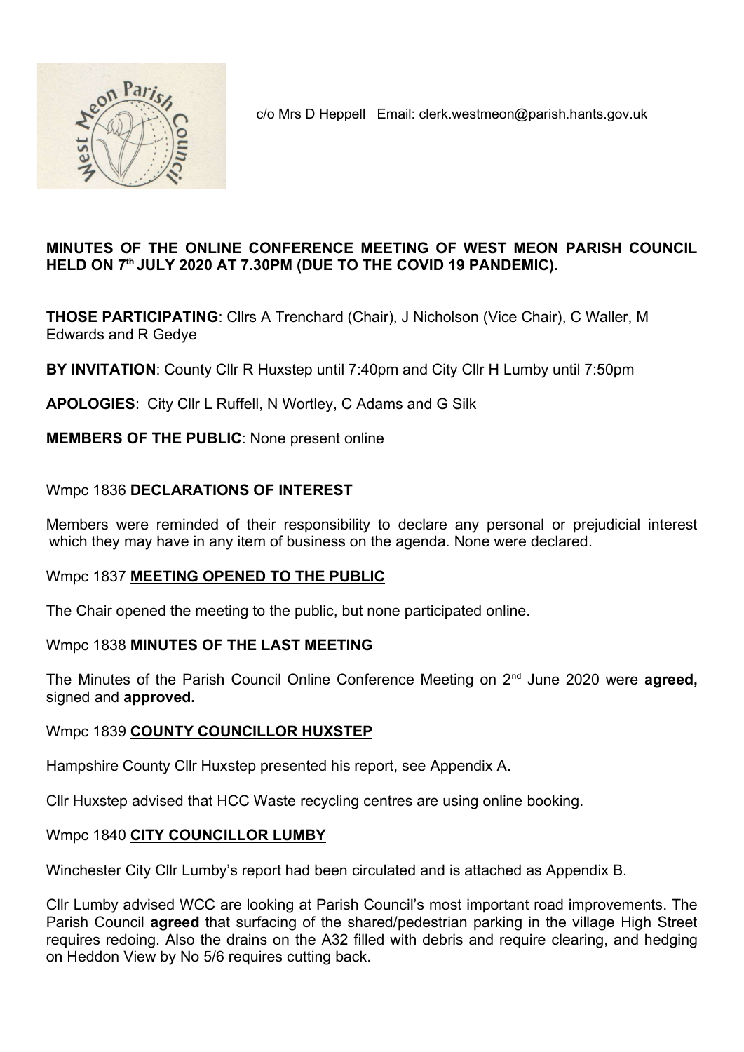c/o Mrs D Heppell Email: clerk.westmeon@parish.hants.gov.uk

**MINUTES OF THE ONLINE CONFERENCE MEETING OF WEST MEON PARISH COUNCIL HELD ON 7th JULY 2020 AT 7.30PM (DUE TO THE COVID 19 PANDEMIC).**

**THOSE PARTICIPATING**: Cllrs A Trenchard (Chair), J Nicholson (Vice Chair), C Waller, M Edwards and R Gedye

**BY INVITATION**: County Cllr R Huxstep until 7:40pm and City Cllr H Lumby until 7:50pm

**APOLOGIES**: City Cllr L Ruffell, N Wortley, C Adams and G Silk

**MEMBERS OF THE PUBLIC**: None present online

Wmpc 1836 **DECLARATIONS OF INTEREST**

Members were reminded of their responsibility to declare any personal or prejudicial interest which they may have in any item of business on the agenda. None were declared.

Wmpc 1837 **MEETING OPENED TO THE PUBLIC**

The Chair opened the meeting to the public, but none participated online.

Wmpc 1838 **MINUTES OF THE LAST MEETING**

The Minutes of the Parish Council Online Conference Meeting on 2nd June 2020 were **agreed,** signed and **approved.**

Wmpc 1839 **COUNTY COUNCILLOR HUXSTEP**

Hampshire County Cllr Huxstep presented his report, see Appendix A.

Cllr Huxstep advised that HCC Waste recycling centres are using online booking.

Wmpc 1840 **CITY COUNCILLOR LUMBY**

Winchester City Cllr Lumby's report had been circulated and is attached as Appendix B.

Cllr Lumby advised WCC are looking at Parish Council's most important road improvements. The Parish Council **agreed** that surfacing of the shared/pedestrian parking in the village High Street requires redoing. Also the drains on the A32 filled with debris and require clearing, and hedging on Heddon View by No 5/6 requires cutting back.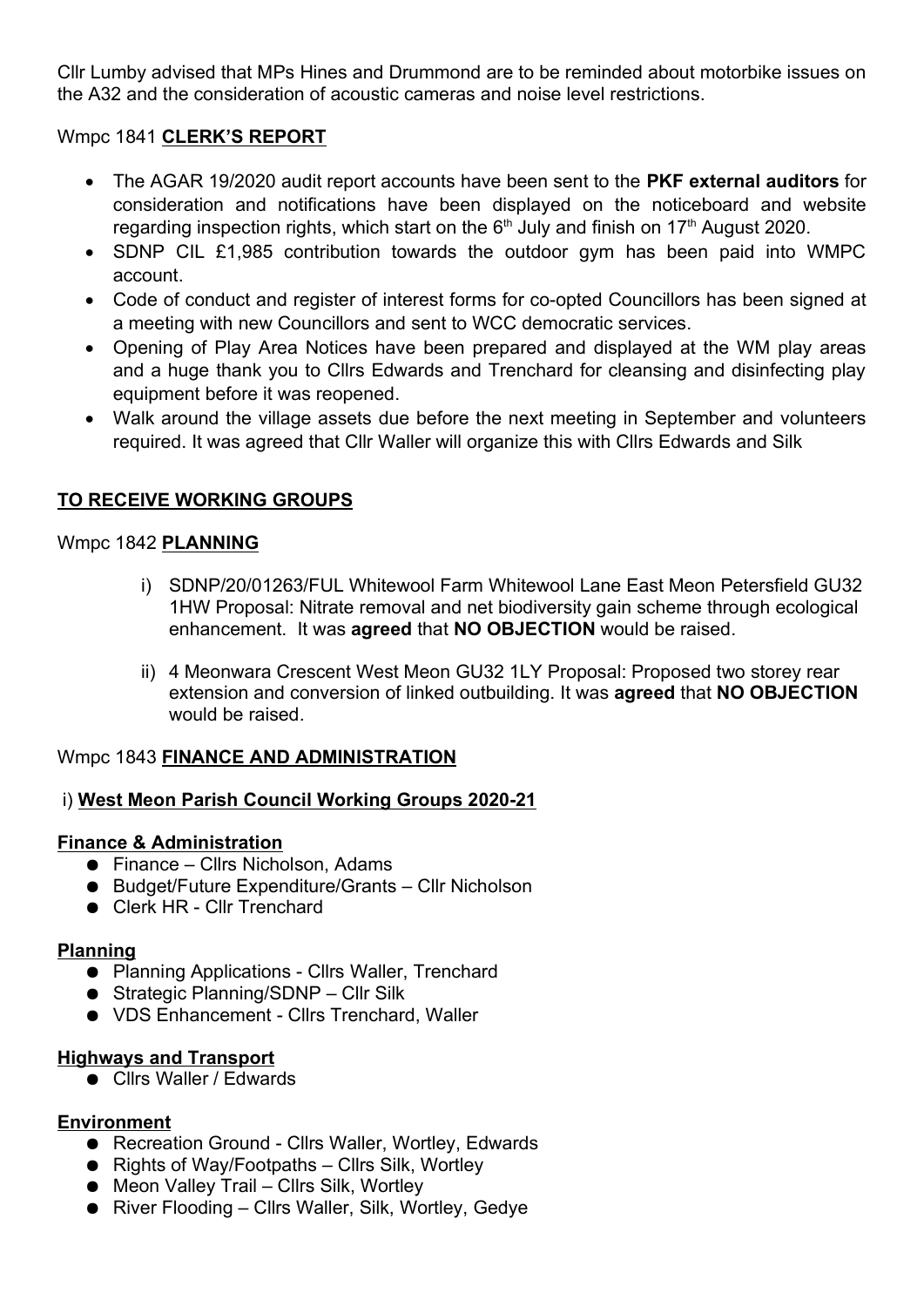Cllr Lumby advised that MPs Hines and Drummond are to be reminded about motorbike issues on the A32 and the consideration of acoustic cameras and noise level restrictions.

Wmpc 1841 **CLERK'S REPORT**

- The AGAR 19/2020 audit report accounts have been sent to the **PKF external auditors** for consideration and notifications have been displayed on the noticeboard and website regarding inspection rights, which start on the 6th July and finish on 17th August 2020.
- SDNP CIL £1,985 contribution towards the outdoor gym has been paid into WMPC account.
- Code of conduct and register of interest forms for co-opted Councillors has been signed at a meeting with new Councillors and sent to WCC democratic services.
- Opening of Play Area Notices have been prepared and displayed at the WM play areas and a huge thank you to Cllrs Edwards and Trenchard for cleansing and disinfecting play equipment before it was reopened.
- Walk around the village assets due before the next meeting in September and volunteers required. It was agreed that Cllr Waller will organize this with Cllrs Edwards and Silk

**TO RECEIVE WORKING GROUPS**

Wmpc 1842 **PLANNING**

i) SDNP/20/01263/FUL Whitewool Farm Whitewool Lane East Meon Petersfield GU32 1HW Proposal: Nitrate removal and net biodiversity gain scheme through ecological enhancement. It was **agreed** that **NO OBJECTION** would be raised.

ii) 4 Meonwara Crescent West Meon GU32 1LY Proposal: Proposed two storey rear extension and conversion of linked outbuilding. It was **agreed** that **NO OBJECTION** would be raised.

Wmpc 1843 **FINANCE AND ADMINISTRATION**

i) **West Meon Parish Council Working Groups 2020-21**

**Finance & Administration**

- Finance – Cllrs Nicholson, Adams
- Budget/Future Expenditure/Grants – Cllr Nicholson
- Clerk HR - Cllr Trenchard

**Planning**

- Planning Applications - Cllrs Waller, Trenchard
- Strategic Planning/SDNP – Cllr Silk
- VDS Enhancement - Cllrs Trenchard, Waller

**Highways and Transport**

- Cllrs Waller / Edwards

**Environment**

- Recreation Ground - Cllrs Waller, Wortley, Edwards
- Rights of Way/Footpaths – Cllrs Silk, Wortley
- Meon Valley Trail – Cllrs Silk, Wortley
- River Flooding – Cllrs Waller, Silk, Wortley, Gedye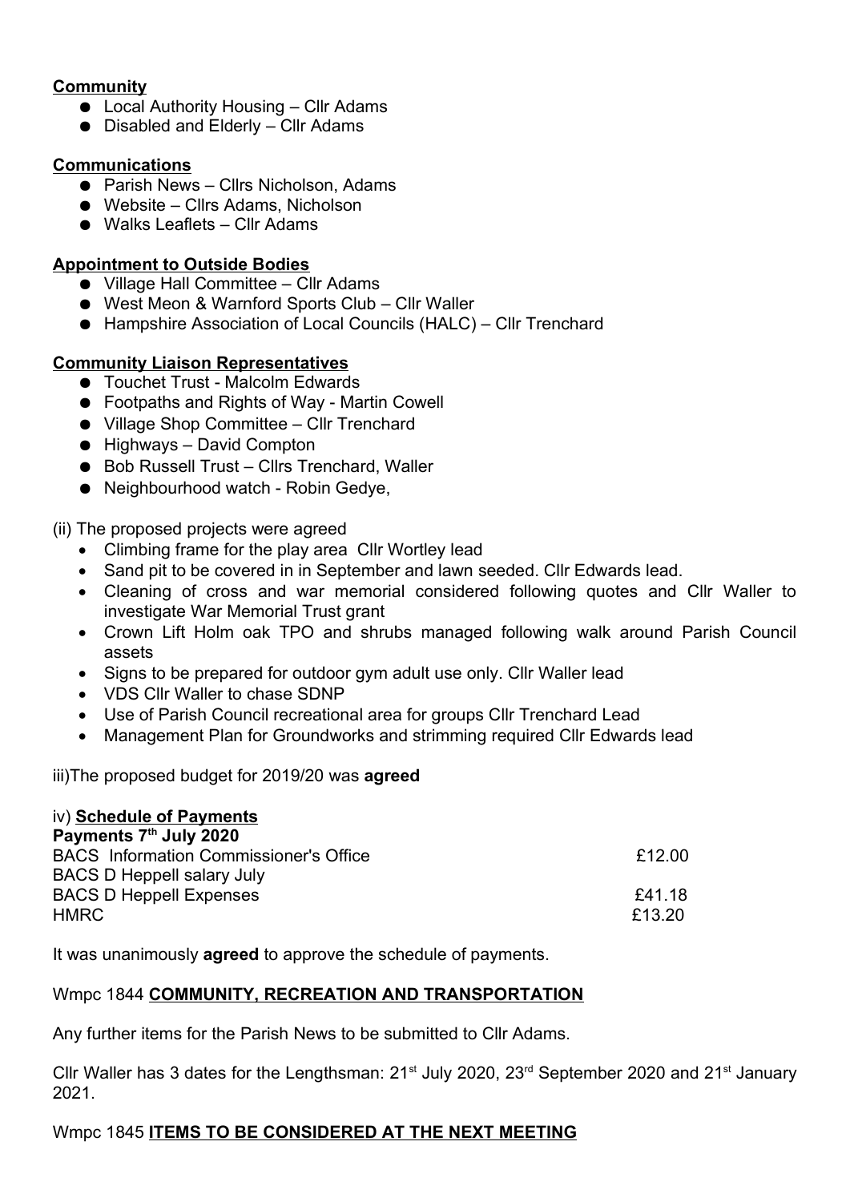**Community**

- Local Authority Housing – Cllr Adams
- Disabled and Elderly – Cllr Adams

**Communications**

- Parish News – Cllrs Nicholson, Adams
- Website – Cllrs Adams, Nicholson
- Walks Leaflets – Cllr Adams

**Appointment to Outside Bodies**

- Village Hall Committee – Cllr Adams
- West Meon & Warnford Sports Club – Cllr Waller
- Hampshire Association of Local Councils (HALC) – Cllr Trenchard

**Community Liaison Representatives**

- Touchet Trust - Malcolm Edwards
- Footpaths and Rights of Way - Martin Cowell
- Village Shop Committee – Cllr Trenchard
- Highways – David Compton
- Bob Russell Trust – Cllrs Trenchard, Waller
- Neighbourhood watch - Robin Gedye,

(ii) The proposed projects were agreed

- Climbing frame for the play area Cllr Wortley lead
- Sand pit to be covered in in September and lawn seeded. Cllr Edwards lead.
- Cleaning of cross and war memorial considered following quotes and Cllr Waller to investigate War Memorial Trust grant
- Crown Lift Holm oak TPO and shrubs managed following walk around Parish Council assets
- Signs to be prepared for outdoor gym adult use only. Cllr Waller lead
- VDS Cllr Waller to chase SDNP
- Use of Parish Council recreational area for groups Cllr Trenchard Lead
- Management Plan for Groundworks and strimming required Cllr Edwards lead

iii)The proposed budget for 2019/20 was **agreed**

iv) **Schedule of Payments**

**Payments 7th July 2020**

| | |
|---|---|
| BACS Information Commissioner's Office | £12.00 |
| BACS D Heppell salary July | |
| BACS D Heppell Expenses | £41.18 |
| HMRC | £13.20 |

It was unanimously **agreed** to approve the schedule of payments.

Wmpc 1844 **COMMUNITY, RECREATION AND TRANSPORTATION**

Any further items for the Parish News to be submitted to Cllr Adams.

Cllr Waller has 3 dates for the Lengthsman: 21st July 2020, 23rd September 2020 and 21st January 2021.

Wmpc 1845 **ITEMS TO BE CONSIDERED AT THE NEXT MEETING**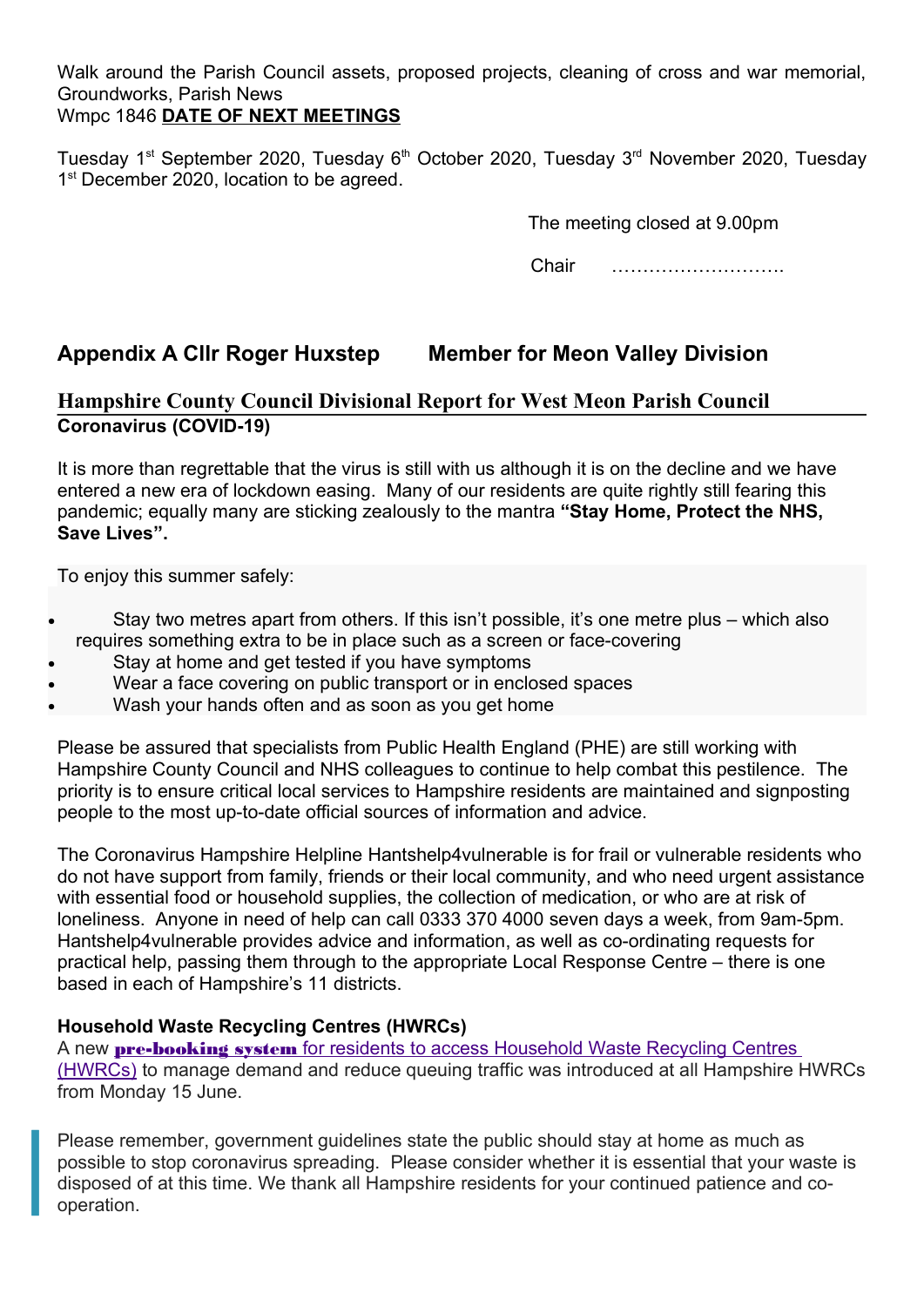Walk around the Parish Council assets, proposed projects, cleaning of cross and war memorial, Groundworks, Parish News

Wmpc 1846 **DATE OF NEXT MEETINGS**

Tuesday 1st September 2020, Tuesday 6th October 2020, Tuesday 3rd November 2020, Tuesday 1st December 2020, location to be agreed.

The meeting closed at 9.00pm

Chair ……………………….

## Appendix A Cllr Roger Huxstep Member for Meon Valley Division

### Hampshire County Council Divisional Report for West Meon Parish Council

**Coronavirus (COVID-19)**

It is more than regrettable that the virus is still with us although it is on the decline and we have entered a new era of lockdown easing. Many of our residents are quite rightly still fearing this pandemic; equally many are sticking zealously to the mantra **"Stay Home, Protect the NHS, Save Lives".**

To enjoy this summer safely:

- Stay two metres apart from others. If this isn't possible, it's one metre plus – which also requires something extra to be in place such as a screen or face-covering
- Stay at home and get tested if you have symptoms
- Wear a face covering on public transport or in enclosed spaces
- Wash your hands often and as soon as you get home

Please be assured that specialists from Public Health England (PHE) are still working with Hampshire County Council and NHS colleagues to continue to help combat this pestilence. The priority is to ensure critical local services to Hampshire residents are maintained and signposting people to the most up-to-date official sources of information and advice.

The Coronavirus Hampshire Helpline Hantshelp4vulnerable is for frail or vulnerable residents who do not have support from family, friends or their local community, and who need urgent assistance with essential food or household supplies, the collection of medication, or who are at risk of loneliness. Anyone in need of help can call 0333 370 4000 seven days a week, from 9am-5pm. Hantshelp4vulnerable provides advice and information, as well as co-ordinating requests for practical help, passing them through to the appropriate Local Response Centre – there is one based in each of Hampshire's 11 districts.

**Household Waste Recycling Centres (HWRCs)**

A new **pre-booking system** for residents to access Household Waste Recycling Centres (HWRCs) to manage demand and reduce queuing traffic was introduced at all Hampshire HWRCs from Monday 15 June.

Please remember, government guidelines state the public should stay at home as much as possible to stop coronavirus spreading. Please consider whether it is essential that your waste is disposed of at this time. We thank all Hampshire residents for your continued patience and co-operation.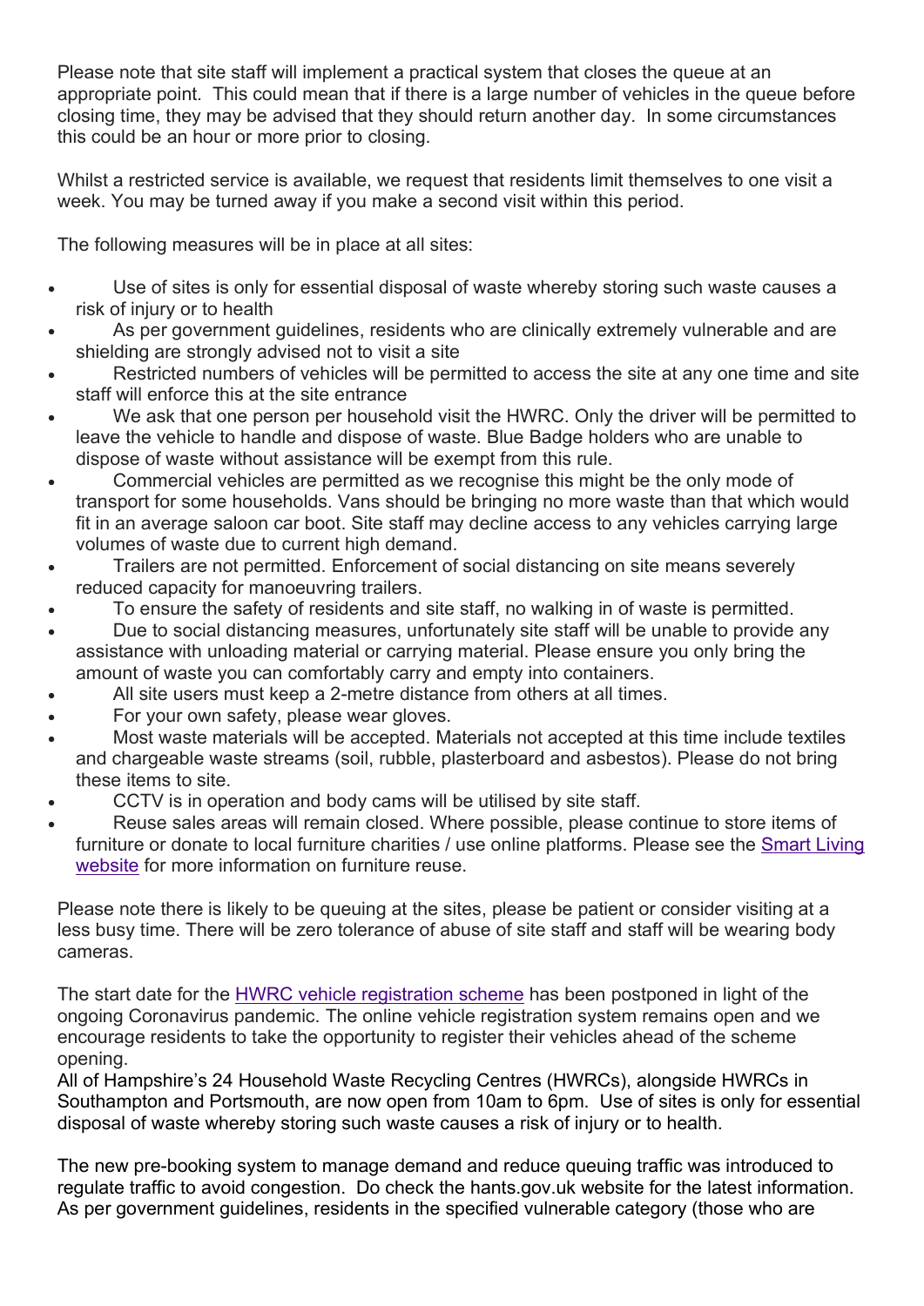Please note that site staff will implement a practical system that closes the queue at an appropriate point. This could mean that if there is a large number of vehicles in the queue before closing time, they may be advised that they should return another day. In some circumstances this could be an hour or more prior to closing.

Whilst a restricted service is available, we request that residents limit themselves to one visit a week. You may be turned away if you make a second visit within this period.

The following measures will be in place at all sites:

- Use of sites is only for essential disposal of waste whereby storing such waste causes a risk of injury or to health
- As per government guidelines, residents who are clinically extremely vulnerable and are shielding are strongly advised not to visit a site
- Restricted numbers of vehicles will be permitted to access the site at any one time and site staff will enforce this at the site entrance
- We ask that one person per household visit the HWRC. Only the driver will be permitted to leave the vehicle to handle and dispose of waste. Blue Badge holders who are unable to dispose of waste without assistance will be exempt from this rule.
- Commercial vehicles are permitted as we recognise this might be the only mode of transport for some households. Vans should be bringing no more waste than that which would fit in an average saloon car boot. Site staff may decline access to any vehicles carrying large volumes of waste due to current high demand.
- Trailers are not permitted. Enforcement of social distancing on site means severely reduced capacity for manoeuvring trailers.
- To ensure the safety of residents and site staff, no walking in of waste is permitted.
- Due to social distancing measures, unfortunately site staff will be unable to provide any assistance with unloading material or carrying material. Please ensure you only bring the amount of waste you can comfortably carry and empty into containers.
- All site users must keep a 2-metre distance from others at all times.
- For your own safety, please wear gloves.
- Most waste materials will be accepted. Materials not accepted at this time include textiles and chargeable waste streams (soil, rubble, plasterboard and asbestos). Please do not bring these items to site.
- CCTV is in operation and body cams will be utilised by site staff.
- Reuse sales areas will remain closed. Where possible, please continue to store items of furniture or donate to local furniture charities / use online platforms. Please see the Smart Living website for more information on furniture reuse.

Please note there is likely to be queuing at the sites, please be patient or consider visiting at a less busy time. There will be zero tolerance of abuse of site staff and staff will be wearing body cameras.

The start date for the HWRC vehicle registration scheme has been postponed in light of the ongoing Coronavirus pandemic. The online vehicle registration system remains open and we encourage residents to take the opportunity to register their vehicles ahead of the scheme opening.
All of Hampshire's 24 Household Waste Recycling Centres (HWRCs), alongside HWRCs in Southampton and Portsmouth, are now open from 10am to 6pm. Use of sites is only for essential disposal of waste whereby storing such waste causes a risk of injury or to health.

The new pre-booking system to manage demand and reduce queuing traffic was introduced to regulate traffic to avoid congestion. Do check the hants.gov.uk website for the latest information. As per government guidelines, residents in the specified vulnerable category (those who are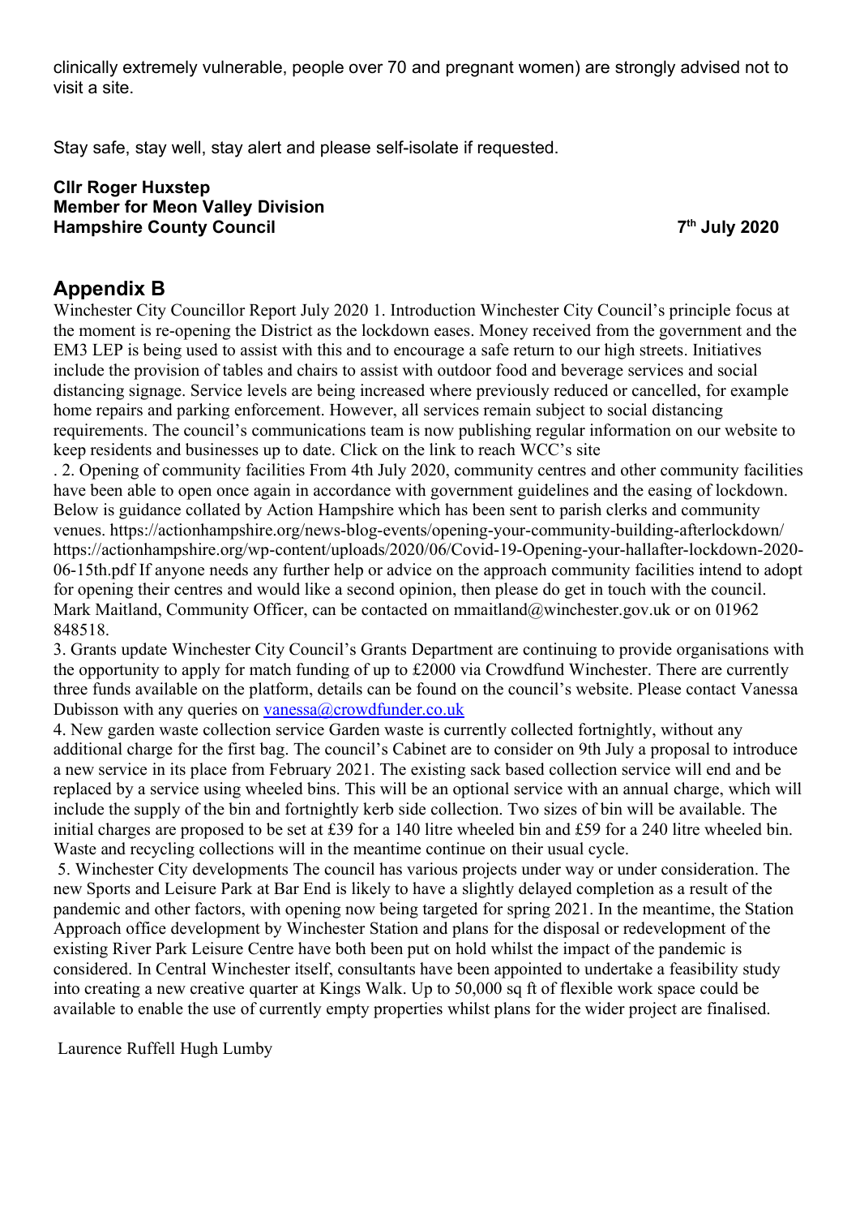clinically extremely vulnerable, people over 70 and pregnant women) are strongly advised not to visit a site.

Stay safe, stay well, stay alert and please self-isolate if requested.

**Cllr Roger Huxstep**
**Member for Meon Valley Division**
**Hampshire County Council** **7th July 2020**

## Appendix B

Winchester City Councillor Report July 2020 1. Introduction Winchester City Council's principle focus at the moment is re-opening the District as the lockdown eases. Money received from the government and the EM3 LEP is being used to assist with this and to encourage a safe return to our high streets. Initiatives include the provision of tables and chairs to assist with outdoor food and beverage services and social distancing signage. Service levels are being increased where previously reduced or cancelled, for example home repairs and parking enforcement. However, all services remain subject to social distancing requirements. The council's communications team is now publishing regular information on our website to keep residents and businesses up to date. Click on the link to reach WCC's site

. 2. Opening of community facilities From 4th July 2020, community centres and other community facilities have been able to open once again in accordance with government guidelines and the easing of lockdown. Below is guidance collated by Action Hampshire which has been sent to parish clerks and community venues. https://actionhampshire.org/news-blog-events/opening-your-community-building-afterlockdown/ https://actionhampshire.org/wp-content/uploads/2020/06/Covid-19-Opening-your-hallafter-lockdown-2020-06-15th.pdf If anyone needs any further help or advice on the approach community facilities intend to adopt for opening their centres and would like a second opinion, then please do get in touch with the council. Mark Maitland, Community Officer, can be contacted on mmaitland@winchester.gov.uk or on 01962 848518.

3. Grants update Winchester City Council's Grants Department are continuing to provide organisations with the opportunity to apply for match funding of up to £2000 via Crowdfund Winchester. There are currently three funds available on the platform, details can be found on the council's website. Please contact Vanessa Dubisson with any queries on vanessa@crowdfunder.co.uk

4. New garden waste collection service Garden waste is currently collected fortnightly, without any additional charge for the first bag. The council's Cabinet are to consider on 9th July a proposal to introduce a new service in its place from February 2021. The existing sack based collection service will end and be replaced by a service using wheeled bins. This will be an optional service with an annual charge, which will include the supply of the bin and fortnightly kerb side collection. Two sizes of bin will be available. The initial charges are proposed to be set at £39 for a 140 litre wheeled bin and £59 for a 240 litre wheeled bin. Waste and recycling collections will in the meantime continue on their usual cycle.

5. Winchester City developments The council has various projects under way or under consideration. The new Sports and Leisure Park at Bar End is likely to have a slightly delayed completion as a result of the pandemic and other factors, with opening now being targeted for spring 2021. In the meantime, the Station Approach office development by Winchester Station and plans for the disposal or redevelopment of the existing River Park Leisure Centre have both been put on hold whilst the impact of the pandemic is considered. In Central Winchester itself, consultants have been appointed to undertake a feasibility study into creating a new creative quarter at Kings Walk. Up to 50,000 sq ft of flexible work space could be available to enable the use of currently empty properties whilst plans for the wider project are finalised.

Laurence Ruffell Hugh Lumby